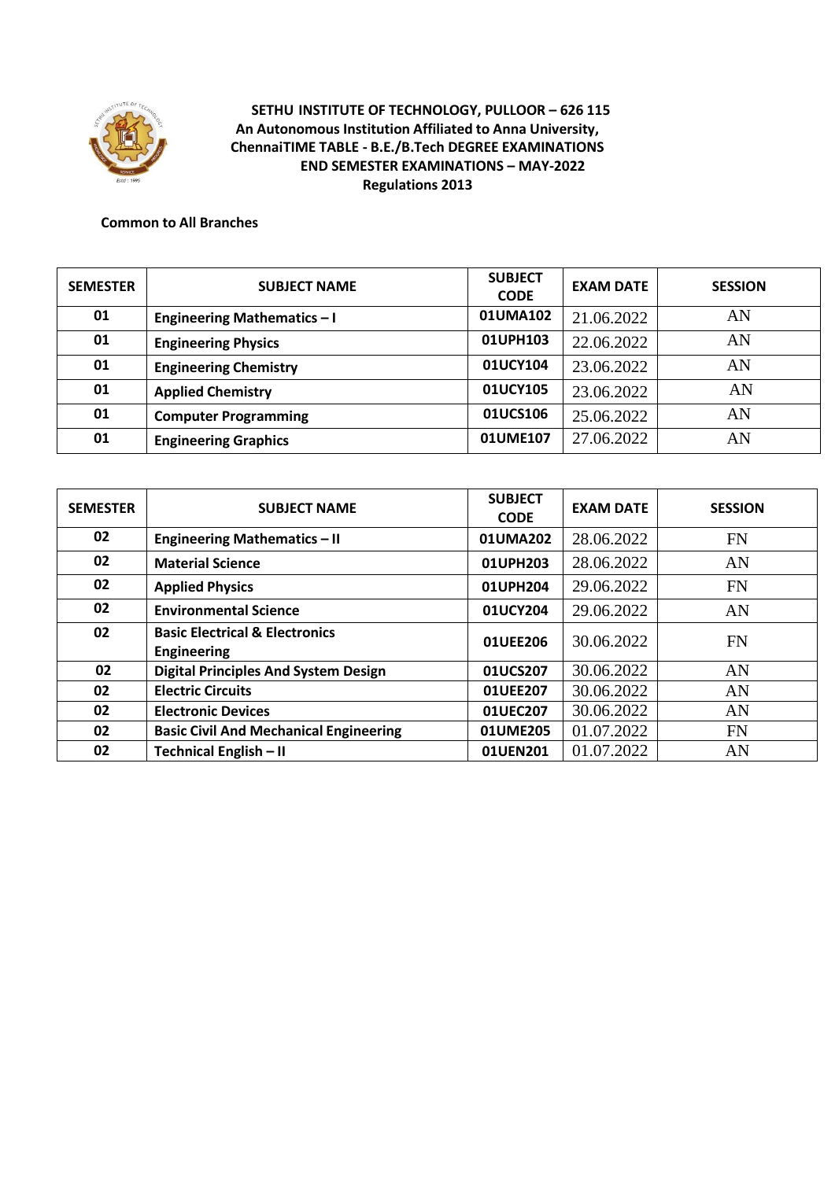**SETHU INSTITUTE OF TECHNOLOGY, PULLOOR – 626 115**
**An Autonomous Institution Affiliated to Anna University, ChennaiTIME TABLE - B.E./B.Tech DEGREE EXAMINATIONS**
**END SEMESTER EXAMINATIONS – MAY-2022**
**Regulations 2013**

**Common to All Branches**

| SEMESTER | SUBJECT NAME | SUBJECT CODE | EXAM DATE | SESSION |
|---|---|---|---|---|
| 01 | Engineering Mathematics – I | 01UMA102 | 21.06.2022 | AN |
| 01 | Engineering Physics | 01UPH103 | 22.06.2022 | AN |
| 01 | Engineering Chemistry | 01UCY104 | 23.06.2022 | AN |
| 01 | Applied Chemistry | 01UCY105 | 23.06.2022 | AN |
| 01 | Computer Programming | 01UCS106 | 25.06.2022 | AN |
| 01 | Engineering Graphics | 01UME107 | 27.06.2022 | AN |

| SEMESTER | SUBJECT NAME | SUBJECT CODE | EXAM DATE | SESSION |
|---|---|---|---|---|
| 02 | Engineering Mathematics – II | 01UMA202 | 28.06.2022 | FN |
| 02 | Material Science | 01UPH203 | 28.06.2022 | AN |
| 02 | Applied Physics | 01UPH204 | 29.06.2022 | FN |
| 02 | Environmental Science | 01UCY204 | 29.06.2022 | AN |
| 02 | Basic Electrical & Electronics Engineering | 01UEE206 | 30.06.2022 | FN |
| 02 | Digital Principles And System Design | 01UCS207 | 30.06.2022 | AN |
| 02 | Electric Circuits | 01UEE207 | 30.06.2022 | AN |
| 02 | Electronic Devices | 01UEC207 | 30.06.2022 | AN |
| 02 | Basic Civil And Mechanical Engineering | 01UME205 | 01.07.2022 | FN |
| 02 | Technical English – II | 01UEN201 | 01.07.2022 | AN |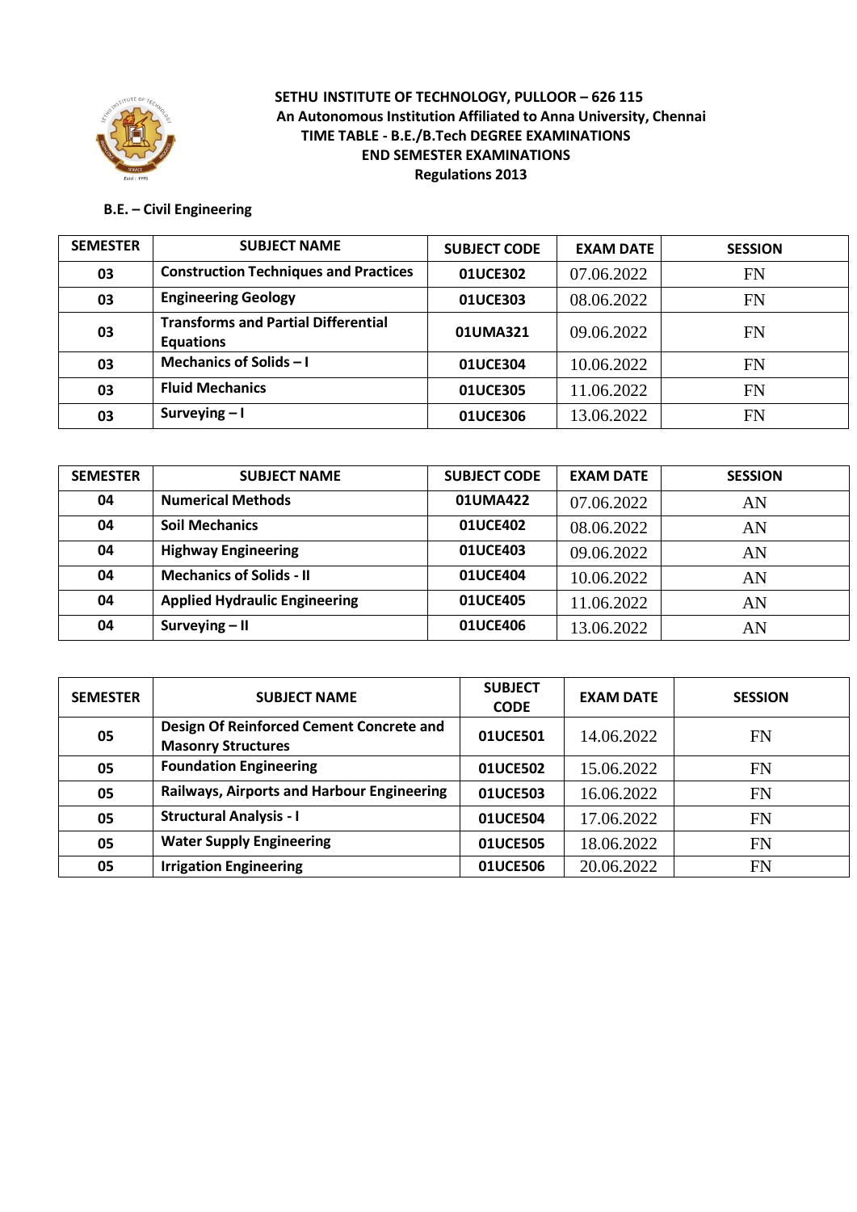**SETHU INSTITUTE OF TECHNOLOGY, PULLOOR – 626 115**
**An Autonomous Institution Affiliated to Anna University, Chennai**
**TIME TABLE - B.E./B.Tech DEGREE EXAMINATIONS**
**END SEMESTER EXAMINATIONS**
**Regulations 2013**

**B.E. – Civil Engineering**

| SEMESTER | SUBJECT NAME | SUBJECT CODE | EXAM DATE | SESSION |
|---|---|---|---|---|
| 03 | Construction Techniques and Practices | 01UCE302 | 07.06.2022 | FN |
| 03 | Engineering Geology | 01UCE303 | 08.06.2022 | FN |
| 03 | Transforms and Partial Differential Equations | 01UMA321 | 09.06.2022 | FN |
| 03 | Mechanics of Solids – I | 01UCE304 | 10.06.2022 | FN |
| 03 | Fluid Mechanics | 01UCE305 | 11.06.2022 | FN |
| 03 | Surveying – I | 01UCE306 | 13.06.2022 | FN |

| SEMESTER | SUBJECT NAME | SUBJECT CODE | EXAM DATE | SESSION |
|---|---|---|---|---|
| 04 | Numerical Methods | 01UMA422 | 07.06.2022 | AN |
| 04 | Soil Mechanics | 01UCE402 | 08.06.2022 | AN |
| 04 | Highway Engineering | 01UCE403 | 09.06.2022 | AN |
| 04 | Mechanics of Solids - II | 01UCE404 | 10.06.2022 | AN |
| 04 | Applied Hydraulic Engineering | 01UCE405 | 11.06.2022 | AN |
| 04 | Surveying – II | 01UCE406 | 13.06.2022 | AN |

| SEMESTER | SUBJECT NAME | SUBJECT CODE | EXAM DATE | SESSION |
|---|---|---|---|---|
| 05 | Design Of Reinforced Cement Concrete and Masonry Structures | 01UCE501 | 14.06.2022 | FN |
| 05 | Foundation Engineering | 01UCE502 | 15.06.2022 | FN |
| 05 | Railways, Airports and Harbour Engineering | 01UCE503 | 16.06.2022 | FN |
| 05 | Structural Analysis - I | 01UCE504 | 17.06.2022 | FN |
| 05 | Water Supply Engineering | 01UCE505 | 18.06.2022 | FN |
| 05 | Irrigation Engineering | 01UCE506 | 20.06.2022 | FN |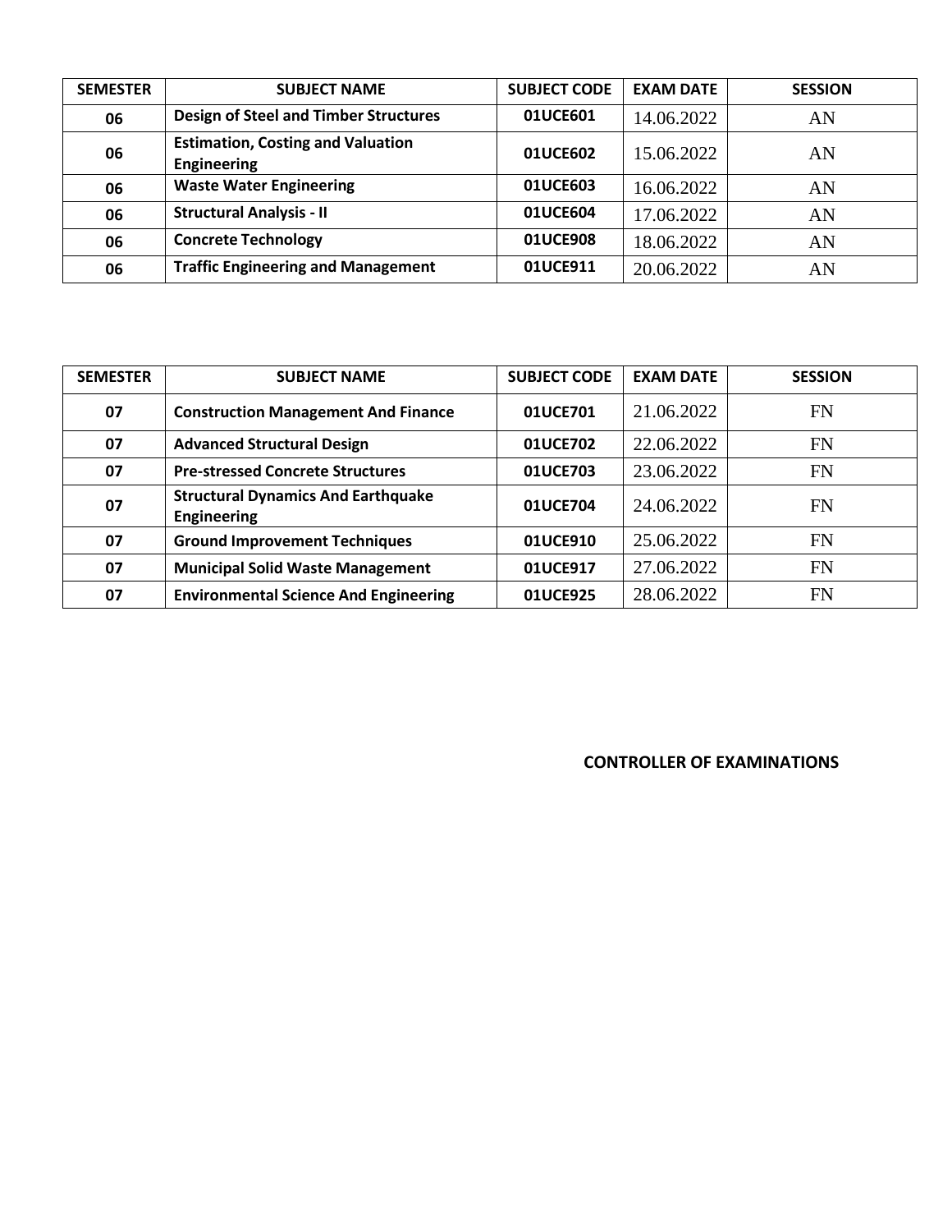| SEMESTER | SUBJECT NAME | SUBJECT CODE | EXAM DATE | SESSION |
|---|---|---|---|---|
| 06 | Design of Steel and Timber Structures | 01UCE601 | 14.06.2022 | AN |
| 06 | Estimation, Costing and Valuation Engineering | 01UCE602 | 15.06.2022 | AN |
| 06 | Waste Water Engineering | 01UCE603 | 16.06.2022 | AN |
| 06 | Structural Analysis - II | 01UCE604 | 17.06.2022 | AN |
| 06 | Concrete Technology | 01UCE908 | 18.06.2022 | AN |
| 06 | Traffic Engineering and Management | 01UCE911 | 20.06.2022 | AN |

| SEMESTER | SUBJECT NAME | SUBJECT CODE | EXAM DATE | SESSION |
|---|---|---|---|---|
| 07 | Construction Management And Finance | 01UCE701 | 21.06.2022 | FN |
| 07 | Advanced Structural Design | 01UCE702 | 22.06.2022 | FN |
| 07 | Pre-stressed Concrete Structures | 01UCE703 | 23.06.2022 | FN |
| 07 | Structural Dynamics And Earthquake Engineering | 01UCE704 | 24.06.2022 | FN |
| 07 | Ground Improvement Techniques | 01UCE910 | 25.06.2022 | FN |
| 07 | Municipal Solid Waste Management | 01UCE917 | 27.06.2022 | FN |
| 07 | Environmental Science And Engineering | 01UCE925 | 28.06.2022 | FN |

**CONTROLLER OF EXAMINATIONS**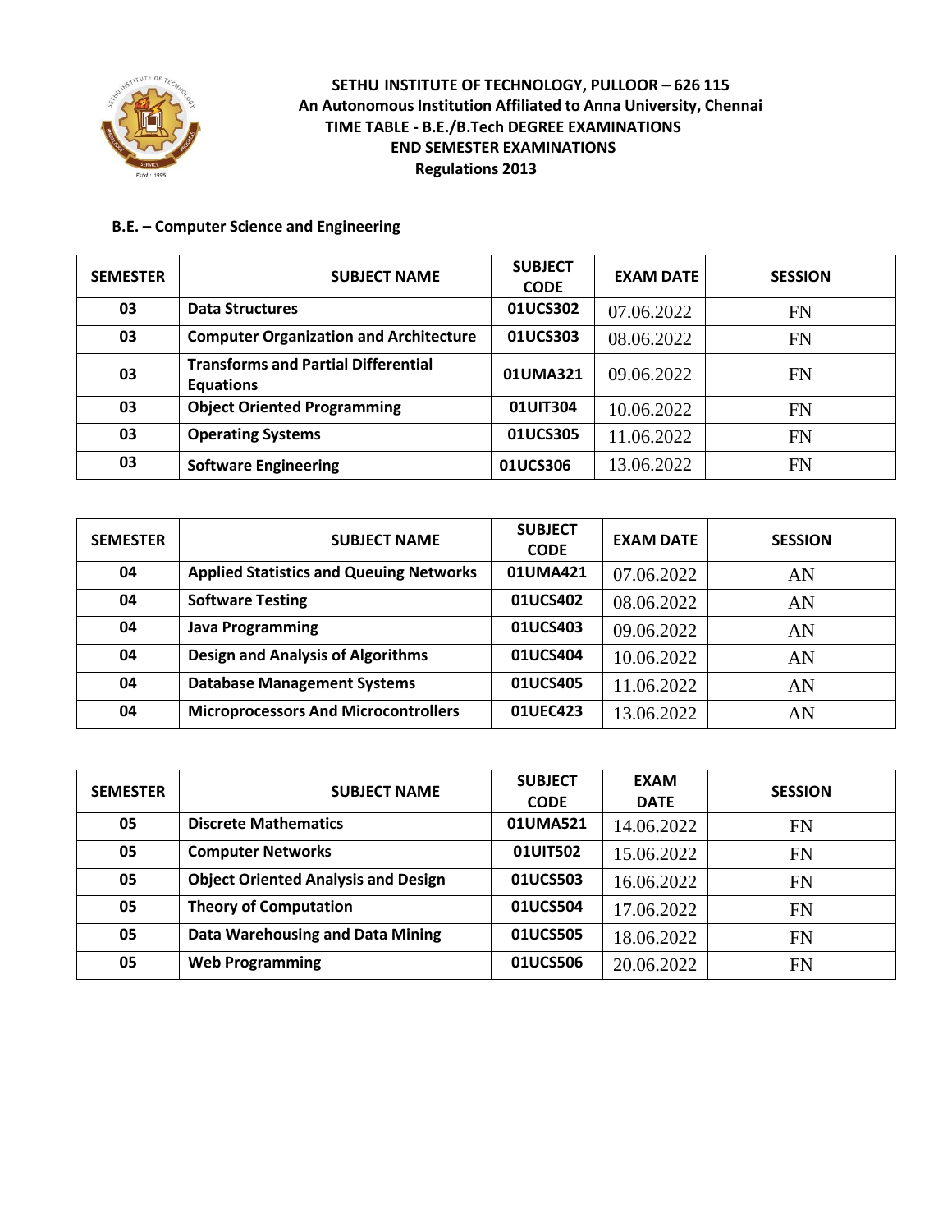**SETHU INSTITUTE OF TECHNOLOGY, PULLOOR – 626 115**
**An Autonomous Institution Affiliated to Anna University, Chennai**
**TIME TABLE - B.E./B.Tech DEGREE EXAMINATIONS**
**END SEMESTER EXAMINATIONS**
**Regulations 2013**

**B.E. – Computer Science and Engineering**

| SEMESTER | SUBJECT NAME | SUBJECT CODE | EXAM DATE | SESSION |
|---|---|---|---|---|
| 03 | Data Structures | 01UCS302 | 07.06.2022 | FN |
| 03 | Computer Organization and Architecture | 01UCS303 | 08.06.2022 | FN |
| 03 | Transforms and Partial Differential Equations | 01UMA321 | 09.06.2022 | FN |
| 03 | Object Oriented Programming | 01UIT304 | 10.06.2022 | FN |
| 03 | Operating Systems | 01UCS305 | 11.06.2022 | FN |
| 03 | Software Engineering | 01UCS306 | 13.06.2022 | FN |

| SEMESTER | SUBJECT NAME | SUBJECT CODE | EXAM DATE | SESSION |
|---|---|---|---|---|
| 04 | Applied Statistics and Queuing Networks | 01UMA421 | 07.06.2022 | AN |
| 04 | Software Testing | 01UCS402 | 08.06.2022 | AN |
| 04 | Java Programming | 01UCS403 | 09.06.2022 | AN |
| 04 | Design and Analysis of Algorithms | 01UCS404 | 10.06.2022 | AN |
| 04 | Database Management Systems | 01UCS405 | 11.06.2022 | AN |
| 04 | Microprocessors And Microcontrollers | 01UEC423 | 13.06.2022 | AN |

| SEMESTER | SUBJECT NAME | SUBJECT CODE | EXAM DATE | SESSION |
|---|---|---|---|---|
| 05 | Discrete Mathematics | 01UMA521 | 14.06.2022 | FN |
| 05 | Computer Networks | 01UIT502 | 15.06.2022 | FN |
| 05 | Object Oriented Analysis and Design | 01UCS503 | 16.06.2022 | FN |
| 05 | Theory of Computation | 01UCS504 | 17.06.2022 | FN |
| 05 | Data Warehousing and Data Mining | 01UCS505 | 18.06.2022 | FN |
| 05 | Web Programming | 01UCS506 | 20.06.2022 | FN |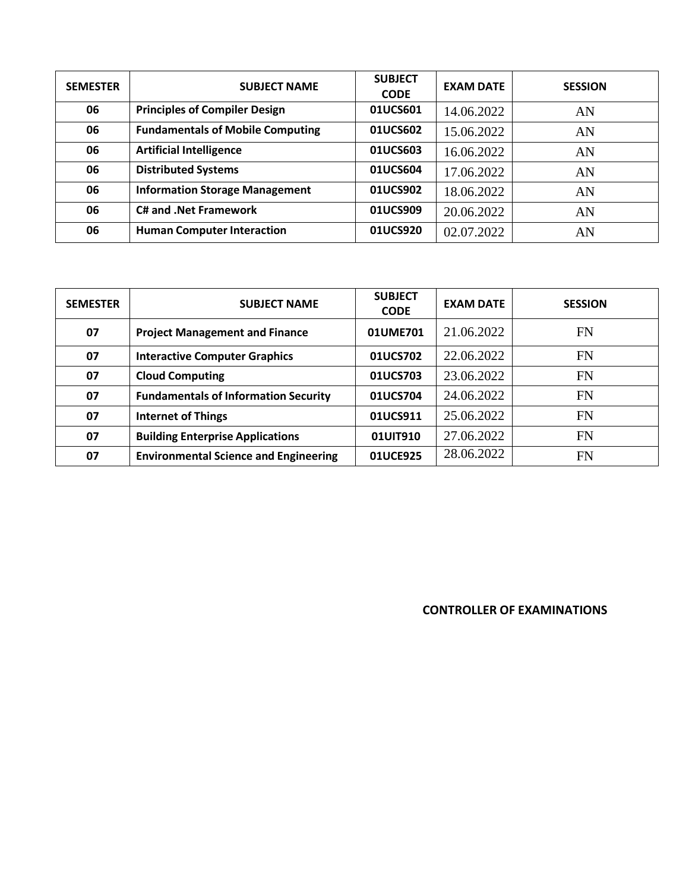| SEMESTER | SUBJECT NAME | SUBJECT CODE | EXAM DATE | SESSION |
|---|---|---|---|---|
| 06 | Principles of Compiler Design | 01UCS601 | 14.06.2022 | AN |
| 06 | Fundamentals of Mobile Computing | 01UCS602 | 15.06.2022 | AN |
| 06 | Artificial Intelligence | 01UCS603 | 16.06.2022 | AN |
| 06 | Distributed Systems | 01UCS604 | 17.06.2022 | AN |
| 06 | Information Storage Management | 01UCS902 | 18.06.2022 | AN |
| 06 | C# and .Net Framework | 01UCS909 | 20.06.2022 | AN |
| 06 | Human Computer Interaction | 01UCS920 | 02.07.2022 | AN |

| SEMESTER | SUBJECT NAME | SUBJECT CODE | EXAM DATE | SESSION |
|---|---|---|---|---|
| 07 | Project Management and Finance | 01UME701 | 21.06.2022 | FN |
| 07 | Interactive Computer Graphics | 01UCS702 | 22.06.2022 | FN |
| 07 | Cloud Computing | 01UCS703 | 23.06.2022 | FN |
| 07 | Fundamentals of Information Security | 01UCS704 | 24.06.2022 | FN |
| 07 | Internet of Things | 01UCS911 | 25.06.2022 | FN |
| 07 | Building Enterprise Applications | 01UIT910 | 27.06.2022 | FN |
| 07 | Environmental Science and Engineering | 01UCE925 | 28.06.2022 | FN |

**CONTROLLER OF EXAMINATIONS**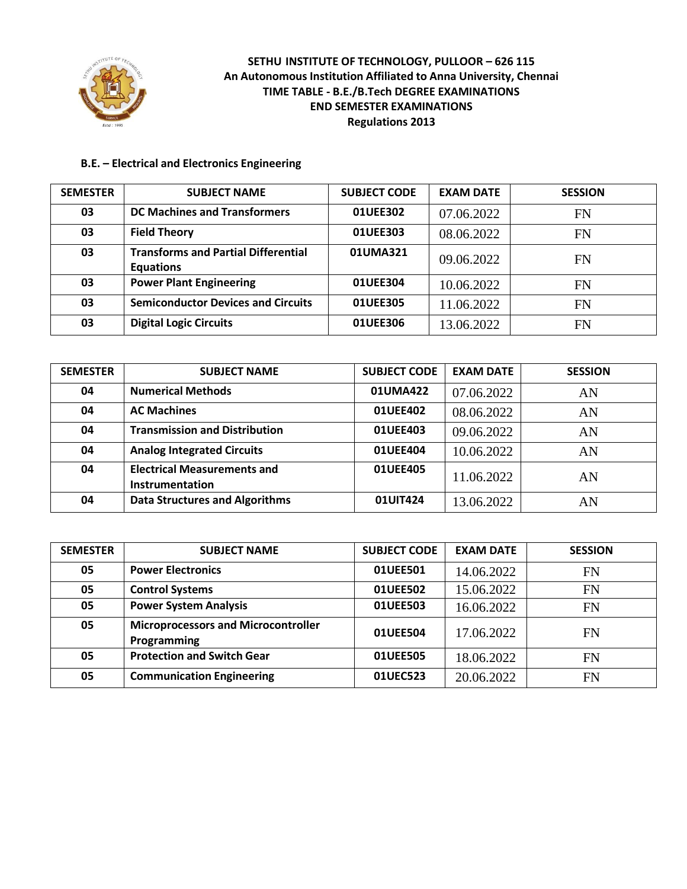**SETHU INSTITUTE OF TECHNOLOGY, PULLOOR – 626 115**
**An Autonomous Institution Affiliated to Anna University, Chennai**
**TIME TABLE - B.E./B.Tech DEGREE EXAMINATIONS**
**END SEMESTER EXAMINATIONS**
**Regulations 2013**

**B.E. – Electrical and Electronics Engineering**

| SEMESTER | SUBJECT NAME | SUBJECT CODE | EXAM DATE | SESSION |
|---|---|---|---|---|
| 03 | DC Machines and Transformers | 01UEE302 | 07.06.2022 | FN |
| 03 | Field Theory | 01UEE303 | 08.06.2022 | FN |
| 03 | Transforms and Partial Differential Equations | 01UMA321 | 09.06.2022 | FN |
| 03 | Power Plant Engineering | 01UEE304 | 10.06.2022 | FN |
| 03 | Semiconductor Devices and Circuits | 01UEE305 | 11.06.2022 | FN |
| 03 | Digital Logic Circuits | 01UEE306 | 13.06.2022 | FN |

| SEMESTER | SUBJECT NAME | SUBJECT CODE | EXAM DATE | SESSION |
|---|---|---|---|---|
| 04 | Numerical Methods | 01UMA422 | 07.06.2022 | AN |
| 04 | AC Machines | 01UEE402 | 08.06.2022 | AN |
| 04 | Transmission and Distribution | 01UEE403 | 09.06.2022 | AN |
| 04 | Analog Integrated Circuits | 01UEE404 | 10.06.2022 | AN |
| 04 | Electrical Measurements and Instrumentation | 01UEE405 | 11.06.2022 | AN |
| 04 | Data Structures and Algorithms | 01UIT424 | 13.06.2022 | AN |

| SEMESTER | SUBJECT NAME | SUBJECT CODE | EXAM DATE | SESSION |
|---|---|---|---|---|
| 05 | Power Electronics | 01UEE501 | 14.06.2022 | FN |
| 05 | Control Systems | 01UEE502 | 15.06.2022 | FN |
| 05 | Power System Analysis | 01UEE503 | 16.06.2022 | FN |
| 05 | Microprocessors and Microcontroller Programming | 01UEE504 | 17.06.2022 | FN |
| 05 | Protection and Switch Gear | 01UEE505 | 18.06.2022 | FN |
| 05 | Communication Engineering | 01UEC523 | 20.06.2022 | FN |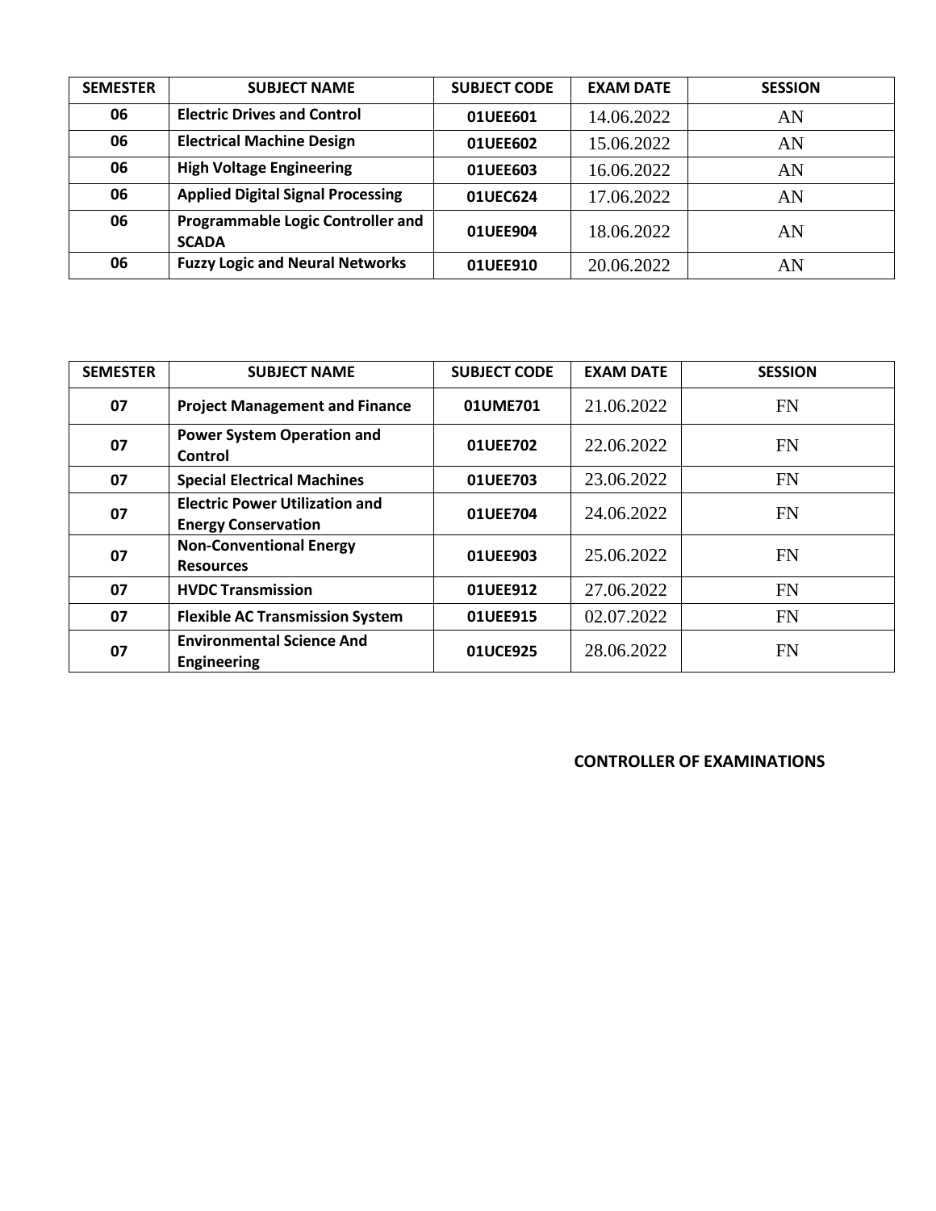| SEMESTER | SUBJECT NAME | SUBJECT CODE | EXAM DATE | SESSION |
|---|---|---|---|---|
| 06 | Electric Drives and Control | 01UEE601 | 14.06.2022 | AN |
| 06 | Electrical Machine Design | 01UEE602 | 15.06.2022 | AN |
| 06 | High Voltage Engineering | 01UEE603 | 16.06.2022 | AN |
| 06 | Applied Digital Signal Processing | 01UEC624 | 17.06.2022 | AN |
| 06 | Programmable Logic Controller and SCADA | 01UEE904 | 18.06.2022 | AN |
| 06 | Fuzzy Logic and Neural Networks | 01UEE910 | 20.06.2022 | AN |

| SEMESTER | SUBJECT NAME | SUBJECT CODE | EXAM DATE | SESSION |
|---|---|---|---|---|
| 07 | Project Management and Finance | 01UME701 | 21.06.2022 | FN |
| 07 | Power System Operation and Control | 01UEE702 | 22.06.2022 | FN |
| 07 | Special Electrical Machines | 01UEE703 | 23.06.2022 | FN |
| 07 | Electric Power Utilization and Energy Conservation | 01UEE704 | 24.06.2022 | FN |
| 07 | Non-Conventional Energy Resources | 01UEE903 | 25.06.2022 | FN |
| 07 | HVDC Transmission | 01UEE912 | 27.06.2022 | FN |
| 07 | Flexible AC Transmission System | 01UEE915 | 02.07.2022 | FN |
| 07 | Environmental Science And Engineering | 01UCE925 | 28.06.2022 | FN |

**CONTROLLER OF EXAMINATIONS**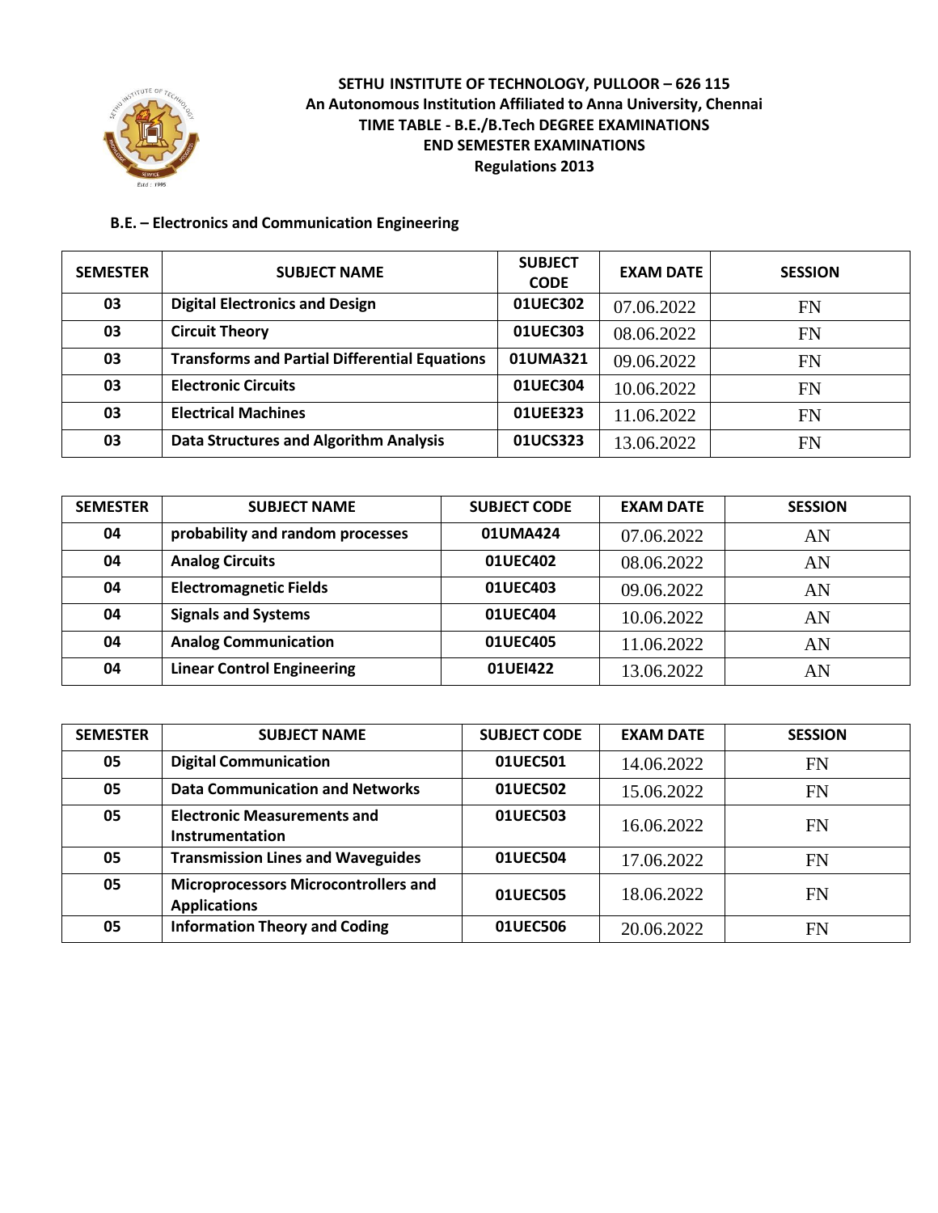**SETHU INSTITUTE OF TECHNOLOGY, PULLOOR – 626 115**
**An Autonomous Institution Affiliated to Anna University, Chennai**
**TIME TABLE - B.E./B.Tech DEGREE EXAMINATIONS**
**END SEMESTER EXAMINATIONS**
**Regulations 2013**

**B.E. – Electronics and Communication Engineering**

| SEMESTER | SUBJECT NAME | SUBJECT CODE | EXAM DATE | SESSION |
|---|---|---|---|---|
| 03 | Digital Electronics and Design | 01UEC302 | 07.06.2022 | FN |
| 03 | Circuit Theory | 01UEC303 | 08.06.2022 | FN |
| 03 | Transforms and Partial Differential Equations | 01UMA321 | 09.06.2022 | FN |
| 03 | Electronic Circuits | 01UEC304 | 10.06.2022 | FN |
| 03 | Electrical Machines | 01UEE323 | 11.06.2022 | FN |
| 03 | Data Structures and Algorithm Analysis | 01UCS323 | 13.06.2022 | FN |

| SEMESTER | SUBJECT NAME | SUBJECT CODE | EXAM DATE | SESSION |
|---|---|---|---|---|
| 04 | probability and random processes | 01UMA424 | 07.06.2022 | AN |
| 04 | Analog Circuits | 01UEC402 | 08.06.2022 | AN |
| 04 | Electromagnetic Fields | 01UEC403 | 09.06.2022 | AN |
| 04 | Signals and Systems | 01UEC404 | 10.06.2022 | AN |
| 04 | Analog Communication | 01UEC405 | 11.06.2022 | AN |
| 04 | Linear Control Engineering | 01UEI422 | 13.06.2022 | AN |

| SEMESTER | SUBJECT NAME | SUBJECT CODE | EXAM DATE | SESSION |
|---|---|---|---|---|
| 05 | Digital Communication | 01UEC501 | 14.06.2022 | FN |
| 05 | Data Communication and Networks | 01UEC502 | 15.06.2022 | FN |
| 05 | Electronic Measurements and Instrumentation | 01UEC503 | 16.06.2022 | FN |
| 05 | Transmission Lines and Waveguides | 01UEC504 | 17.06.2022 | FN |
| 05 | Microprocessors Microcontrollers and Applications | 01UEC505 | 18.06.2022 | FN |
| 05 | Information Theory and Coding | 01UEC506 | 20.06.2022 | FN |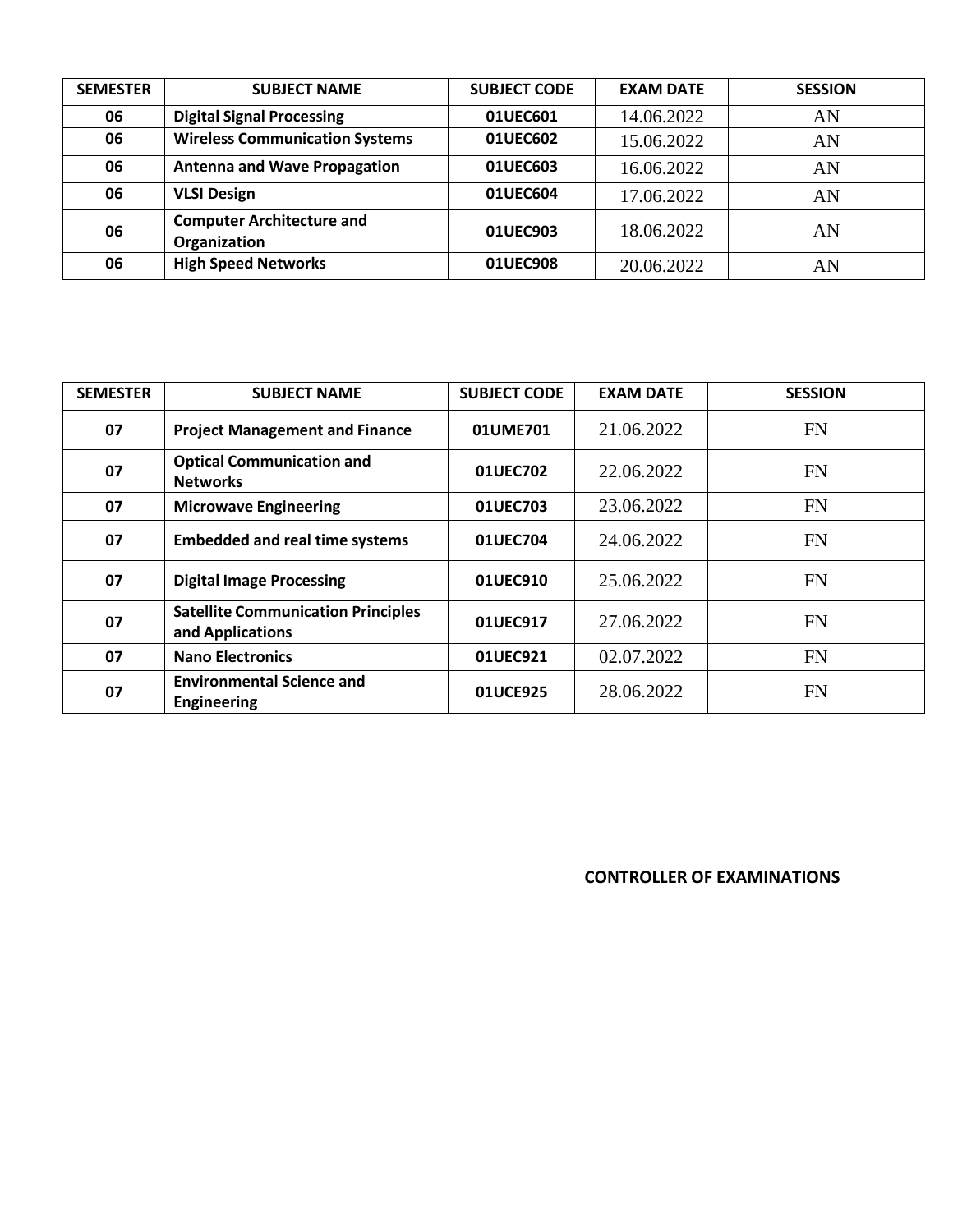| SEMESTER | SUBJECT NAME | SUBJECT CODE | EXAM DATE | SESSION |
|---|---|---|---|---|
| 06 | Digital Signal Processing | 01UEC601 | 14.06.2022 | AN |
| 06 | Wireless Communication Systems | 01UEC602 | 15.06.2022 | AN |
| 06 | Antenna and Wave Propagation | 01UEC603 | 16.06.2022 | AN |
| 06 | VLSI Design | 01UEC604 | 17.06.2022 | AN |
| 06 | Computer Architecture and Organization | 01UEC903 | 18.06.2022 | AN |
| 06 | High Speed Networks | 01UEC908 | 20.06.2022 | AN |

| SEMESTER | SUBJECT NAME | SUBJECT CODE | EXAM DATE | SESSION |
|---|---|---|---|---|
| 07 | Project Management and Finance | 01UME701 | 21.06.2022 | FN |
| 07 | Optical Communication and Networks | 01UEC702 | 22.06.2022 | FN |
| 07 | Microwave Engineering | 01UEC703 | 23.06.2022 | FN |
| 07 | Embedded and real time systems | 01UEC704 | 24.06.2022 | FN |
| 07 | Digital Image Processing | 01UEC910 | 25.06.2022 | FN |
| 07 | Satellite Communication Principles and Applications | 01UEC917 | 27.06.2022 | FN |
| 07 | Nano Electronics | 01UEC921 | 02.07.2022 | FN |
| 07 | Environmental Science and Engineering | 01UCE925 | 28.06.2022 | FN |

**CONTROLLER OF EXAMINATIONS**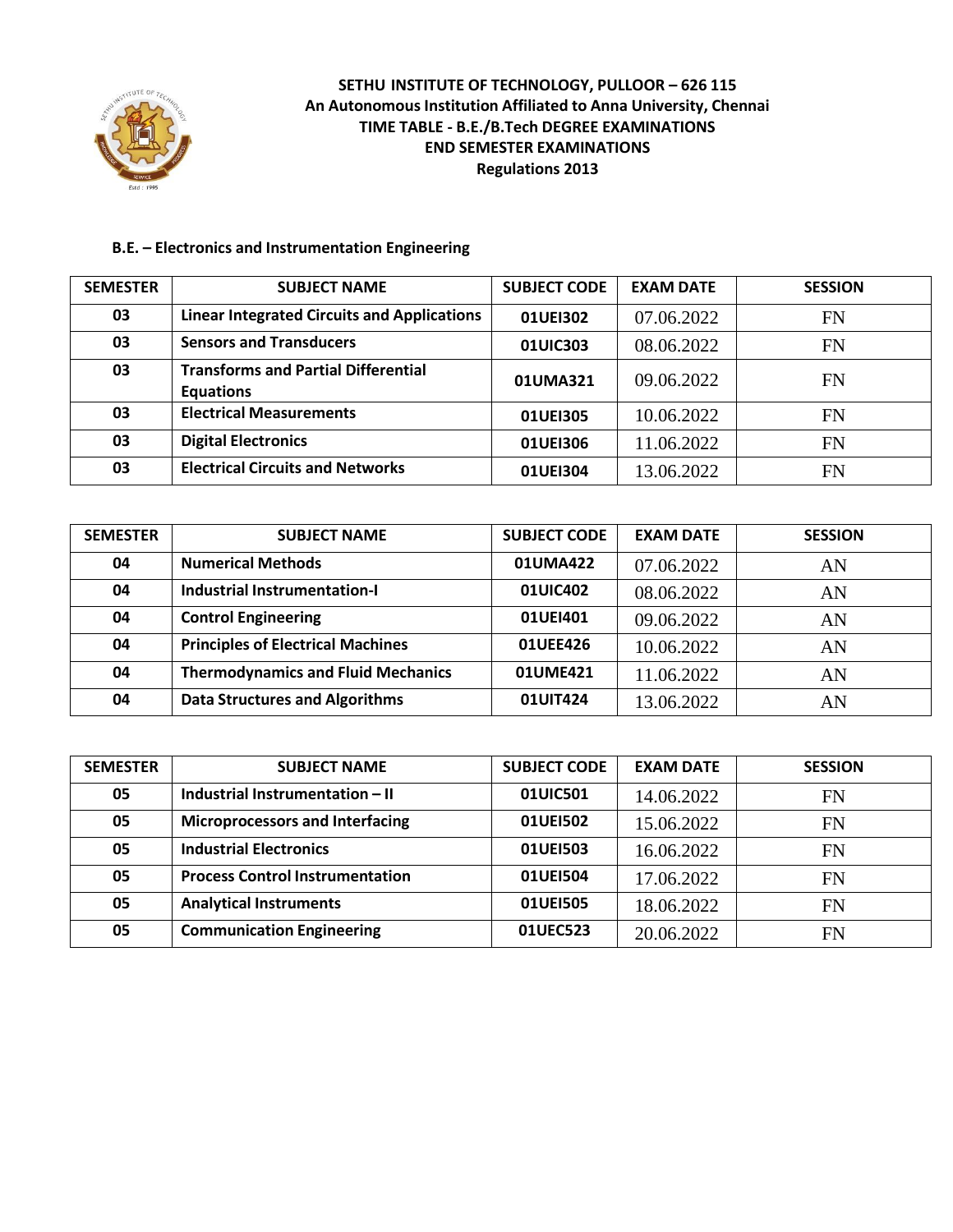**SETHU INSTITUTE OF TECHNOLOGY, PULLOOR – 626 115**
**An Autonomous Institution Affiliated to Anna University, Chennai**
**TIME TABLE - B.E./B.Tech DEGREE EXAMINATIONS**
**END SEMESTER EXAMINATIONS**
**Regulations 2013**

**B.E. – Electronics and Instrumentation Engineering**

| SEMESTER | SUBJECT NAME | SUBJECT CODE | EXAM DATE | SESSION |
|---|---|---|---|---|
| 03 | Linear Integrated Circuits and Applications | 01UEI302 | 07.06.2022 | FN |
| 03 | Sensors and Transducers | 01UIC303 | 08.06.2022 | FN |
| 03 | Transforms and Partial Differential Equations | 01UMA321 | 09.06.2022 | FN |
| 03 | Electrical Measurements | 01UEI305 | 10.06.2022 | FN |
| 03 | Digital Electronics | 01UEI306 | 11.06.2022 | FN |
| 03 | Electrical Circuits and Networks | 01UEI304 | 13.06.2022 | FN |

| SEMESTER | SUBJECT NAME | SUBJECT CODE | EXAM DATE | SESSION |
|---|---|---|---|---|
| 04 | Numerical Methods | 01UMA422 | 07.06.2022 | AN |
| 04 | Industrial Instrumentation-I | 01UIC402 | 08.06.2022 | AN |
| 04 | Control Engineering | 01UEI401 | 09.06.2022 | AN |
| 04 | Principles of Electrical Machines | 01UEE426 | 10.06.2022 | AN |
| 04 | Thermodynamics and Fluid Mechanics | 01UME421 | 11.06.2022 | AN |
| 04 | Data Structures and Algorithms | 01UIT424 | 13.06.2022 | AN |

| SEMESTER | SUBJECT NAME | SUBJECT CODE | EXAM DATE | SESSION |
|---|---|---|---|---|
| 05 | Industrial Instrumentation – II | 01UIC501 | 14.06.2022 | FN |
| 05 | Microprocessors and Interfacing | 01UEI502 | 15.06.2022 | FN |
| 05 | Industrial Electronics | 01UEI503 | 16.06.2022 | FN |
| 05 | Process Control Instrumentation | 01UEI504 | 17.06.2022 | FN |
| 05 | Analytical Instruments | 01UEI505 | 18.06.2022 | FN |
| 05 | Communication Engineering | 01UEC523 | 20.06.2022 | FN |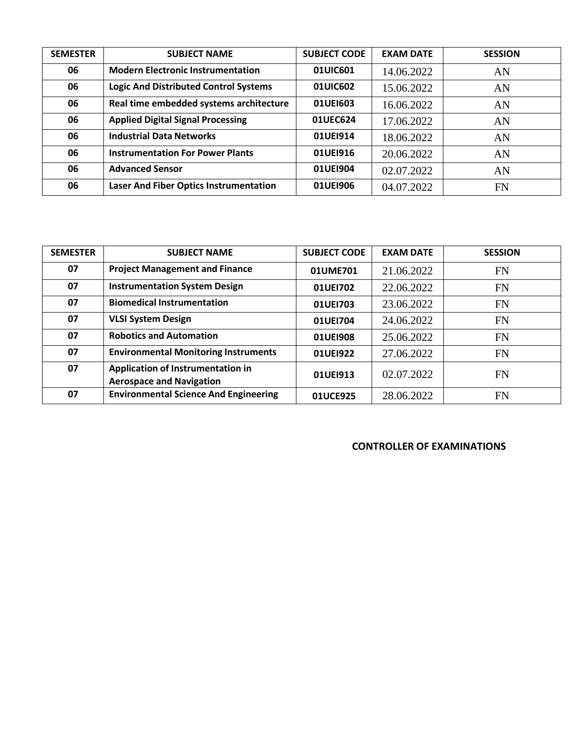| SEMESTER | SUBJECT NAME | SUBJECT CODE | EXAM DATE | SESSION |
|---|---|---|---|---|
| 06 | Modern Electronic Instrumentation | 01UIC601 | 14.06.2022 | AN |
| 06 | Logic And Distributed Control Systems | 01UIC602 | 15.06.2022 | AN |
| 06 | Real time embedded systems architecture | 01UEI603 | 16.06.2022 | AN |
| 06 | Applied Digital Signal Processing | 01UEC624 | 17.06.2022 | AN |
| 06 | Industrial Data Networks | 01UEI914 | 18.06.2022 | AN |
| 06 | Instrumentation For Power Plants | 01UEI916 | 20.06.2022 | AN |
| 06 | Advanced Sensor | 01UEI904 | 02.07.2022 | AN |
| 06 | Laser And Fiber Optics Instrumentation | 01UEI906 | 04.07.2022 | FN |

| SEMESTER | SUBJECT NAME | SUBJECT CODE | EXAM DATE | SESSION |
|---|---|---|---|---|
| 07 | Project Management and Finance | 01UME701 | 21.06.2022 | FN |
| 07 | Instrumentation System Design | 01UEI702 | 22.06.2022 | FN |
| 07 | Biomedical Instrumentation | 01UEI703 | 23.06.2022 | FN |
| 07 | VLSI System Design | 01UEI704 | 24.06.2022 | FN |
| 07 | Robotics and Automation | 01UEI908 | 25.06.2022 | FN |
| 07 | Environmental Monitoring Instruments | 01UEI922 | 27.06.2022 | FN |
| 07 | Application of Instrumentation in Aerospace and Navigation | 01UEI913 | 02.07.2022 | FN |
| 07 | Environmental Science And Engineering | 01UCE925 | 28.06.2022 | FN |

**CONTROLLER OF EXAMINATIONS**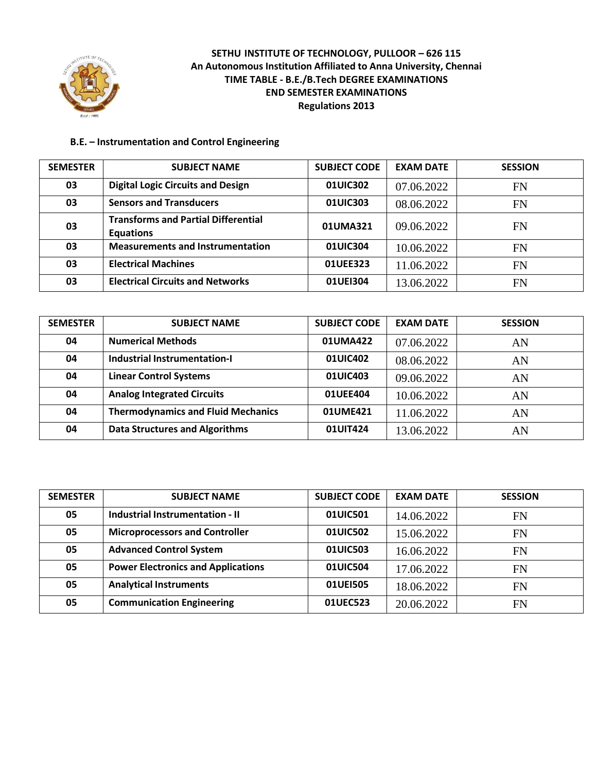**SETHU INSTITUTE OF TECHNOLOGY, PULLOOR – 626 115**
**An Autonomous Institution Affiliated to Anna University, Chennai**
**TIME TABLE - B.E./B.Tech DEGREE EXAMINATIONS**
**END SEMESTER EXAMINATIONS**
**Regulations 2013**

**B.E. – Instrumentation and Control Engineering**

| SEMESTER | SUBJECT NAME | SUBJECT CODE | EXAM DATE | SESSION |
|---|---|---|---|---|
| 03 | Digital Logic Circuits and Design | 01UIC302 | 07.06.2022 | FN |
| 03 | Sensors and Transducers | 01UIC303 | 08.06.2022 | FN |
| 03 | Transforms and Partial Differential Equations | 01UMA321 | 09.06.2022 | FN |
| 03 | Measurements and Instrumentation | 01UIC304 | 10.06.2022 | FN |
| 03 | Electrical Machines | 01UEE323 | 11.06.2022 | FN |
| 03 | Electrical Circuits and Networks | 01UEI304 | 13.06.2022 | FN |

| SEMESTER | SUBJECT NAME | SUBJECT CODE | EXAM DATE | SESSION |
|---|---|---|---|---|
| 04 | Numerical Methods | 01UMA422 | 07.06.2022 | AN |
| 04 | Industrial Instrumentation-I | 01UIC402 | 08.06.2022 | AN |
| 04 | Linear Control Systems | 01UIC403 | 09.06.2022 | AN |
| 04 | Analog Integrated Circuits | 01UEE404 | 10.06.2022 | AN |
| 04 | Thermodynamics and Fluid Mechanics | 01UME421 | 11.06.2022 | AN |
| 04 | Data Structures and Algorithms | 01UIT424 | 13.06.2022 | AN |

| SEMESTER | SUBJECT NAME | SUBJECT CODE | EXAM DATE | SESSION |
|---|---|---|---|---|
| 05 | Industrial Instrumentation - II | 01UIC501 | 14.06.2022 | FN |
| 05 | Microprocessors and Controller | 01UIC502 | 15.06.2022 | FN |
| 05 | Advanced Control System | 01UIC503 | 16.06.2022 | FN |
| 05 | Power Electronics and Applications | 01UIC504 | 17.06.2022 | FN |
| 05 | Analytical Instruments | 01UEI505 | 18.06.2022 | FN |
| 05 | Communication Engineering | 01UEC523 | 20.06.2022 | FN |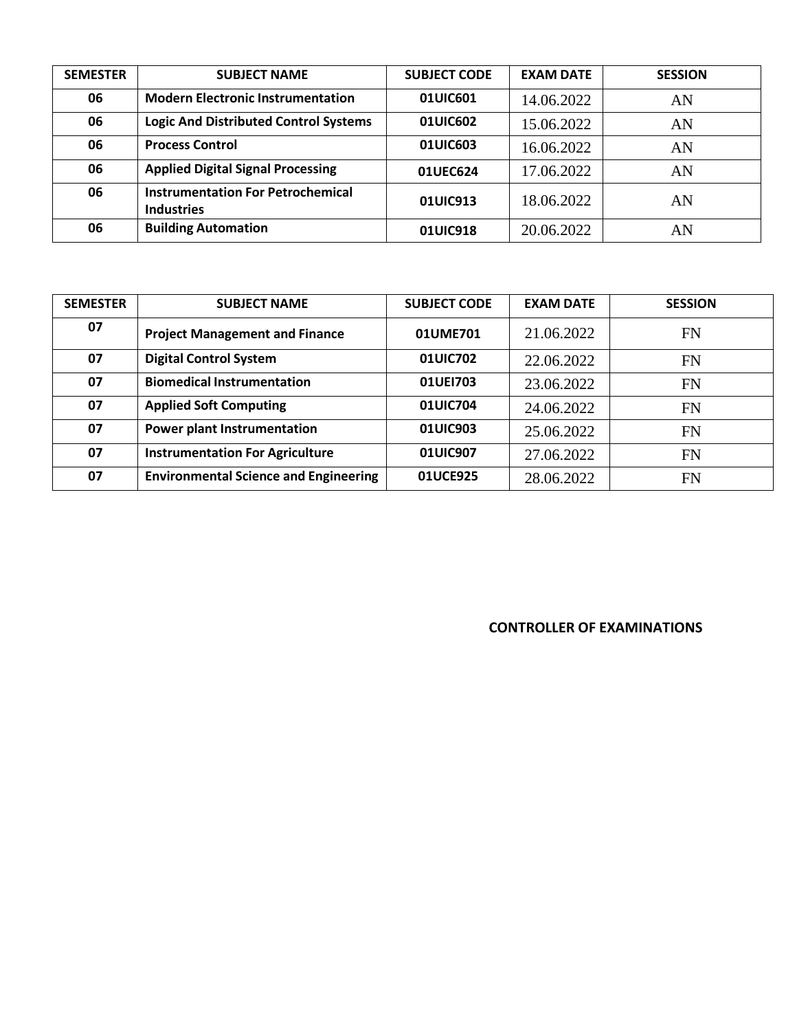| SEMESTER | SUBJECT NAME | SUBJECT CODE | EXAM DATE | SESSION |
|---|---|---|---|---|
| **06** | **Modern Electronic Instrumentation** | **01UIC601** | 14.06.2022 | AN |
| **06** | **Logic And Distributed Control Systems** | **01UIC602** | 15.06.2022 | AN |
| **06** | **Process Control** | **01UIC603** | 16.06.2022 | AN |
| **06** | **Applied Digital Signal Processing** | **01UEC624** | 17.06.2022 | AN |
| **06** | **Instrumentation For Petrochemical Industries** | **01UIC913** | 18.06.2022 | AN |
| **06** | **Building Automation** | **01UIC918** | 20.06.2022 | AN |

| SEMESTER | SUBJECT NAME | SUBJECT CODE | EXAM DATE | SESSION |
|---|---|---|---|---|
| **07** | **Project Management and Finance** | **01UME701** | 21.06.2022 | FN |
| **07** | **Digital Control System** | **01UIC702** | 22.06.2022 | FN |
| **07** | **Biomedical Instrumentation** | **01UEI703** | 23.06.2022 | FN |
| **07** | **Applied Soft Computing** | **01UIC704** | 24.06.2022 | FN |
| **07** | **Power plant Instrumentation** | **01UIC903** | 25.06.2022 | FN |
| **07** | **Instrumentation For Agriculture** | **01UIC907** | 27.06.2022 | FN |
| **07** | **Environmental Science and Engineering** | **01UCE925** | 28.06.2022 | FN |

**CONTROLLER OF EXAMINATIONS**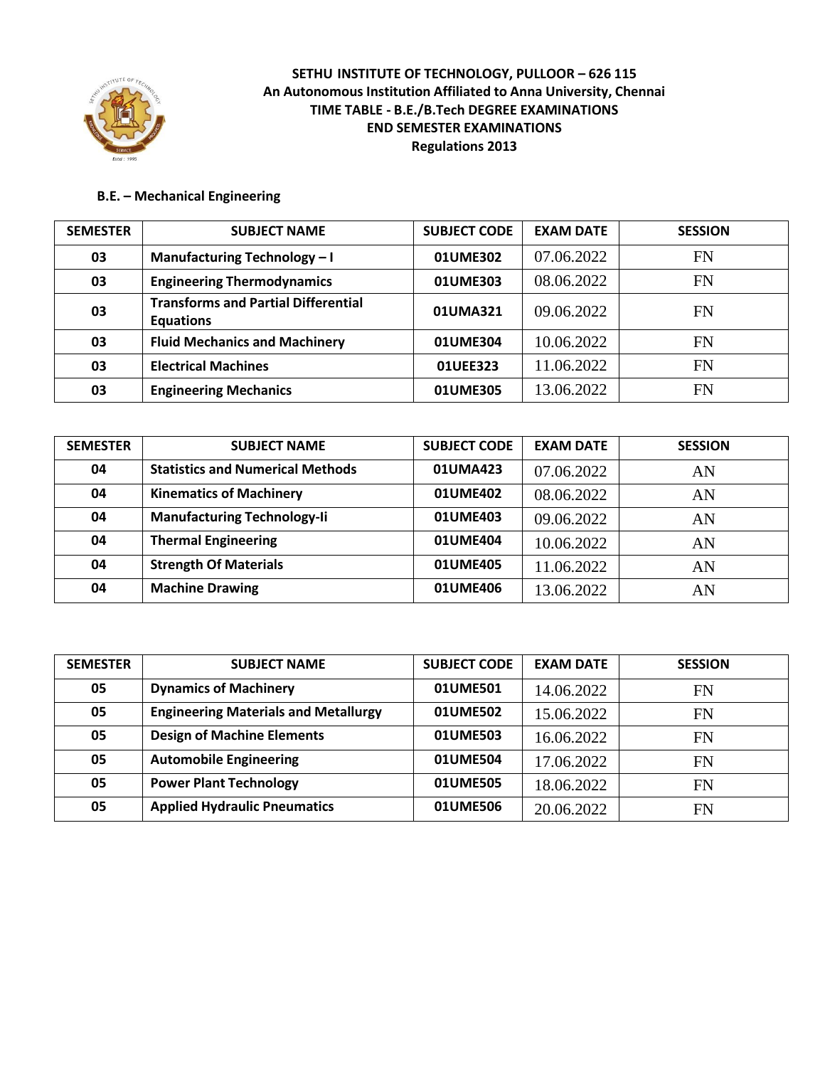**SETHU INSTITUTE OF TECHNOLOGY, PULLOOR – 626 115**
**An Autonomous Institution Affiliated to Anna University, Chennai**
**TIME TABLE - B.E./B.Tech DEGREE EXAMINATIONS**
**END SEMESTER EXAMINATIONS**
**Regulations 2013**

**B.E. – Mechanical Engineering**

| SEMESTER | SUBJECT NAME | SUBJECT CODE | EXAM DATE | SESSION |
|---|---|---|---|---|
| 03 | Manufacturing Technology – I | 01UME302 | 07.06.2022 | FN |
| 03 | Engineering Thermodynamics | 01UME303 | 08.06.2022 | FN |
| 03 | Transforms and Partial Differential Equations | 01UMA321 | 09.06.2022 | FN |
| 03 | Fluid Mechanics and Machinery | 01UME304 | 10.06.2022 | FN |
| 03 | Electrical Machines | 01UEE323 | 11.06.2022 | FN |
| 03 | Engineering Mechanics | 01UME305 | 13.06.2022 | FN |

| SEMESTER | SUBJECT NAME | SUBJECT CODE | EXAM DATE | SESSION |
|---|---|---|---|---|
| 04 | Statistics and Numerical Methods | 01UMA423 | 07.06.2022 | AN |
| 04 | Kinematics of Machinery | 01UME402 | 08.06.2022 | AN |
| 04 | Manufacturing Technology-Ii | 01UME403 | 09.06.2022 | AN |
| 04 | Thermal Engineering | 01UME404 | 10.06.2022 | AN |
| 04 | Strength Of Materials | 01UME405 | 11.06.2022 | AN |
| 04 | Machine Drawing | 01UME406 | 13.06.2022 | AN |

| SEMESTER | SUBJECT NAME | SUBJECT CODE | EXAM DATE | SESSION |
|---|---|---|---|---|
| 05 | Dynamics of Machinery | 01UME501 | 14.06.2022 | FN |
| 05 | Engineering Materials and Metallurgy | 01UME502 | 15.06.2022 | FN |
| 05 | Design of Machine Elements | 01UME503 | 16.06.2022 | FN |
| 05 | Automobile Engineering | 01UME504 | 17.06.2022 | FN |
| 05 | Power Plant Technology | 01UME505 | 18.06.2022 | FN |
| 05 | Applied Hydraulic Pneumatics | 01UME506 | 20.06.2022 | FN |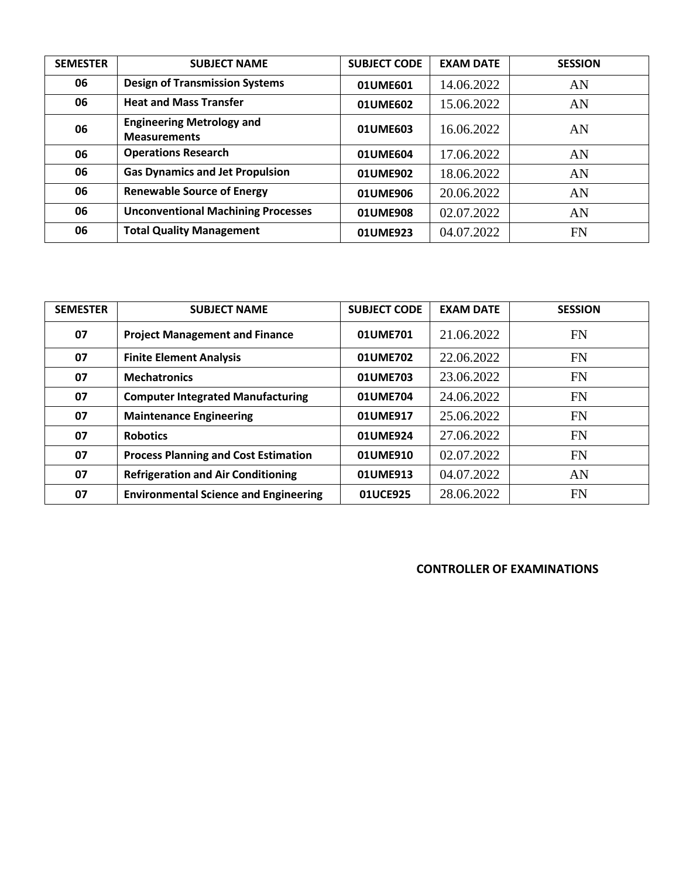| SEMESTER | SUBJECT NAME | SUBJECT CODE | EXAM DATE | SESSION |
|---|---|---|---|---|
| 06 | Design of Transmission Systems | 01UME601 | 14.06.2022 | AN |
| 06 | Heat and Mass Transfer | 01UME602 | 15.06.2022 | AN |
| 06 | Engineering Metrology and Measurements | 01UME603 | 16.06.2022 | AN |
| 06 | Operations Research | 01UME604 | 17.06.2022 | AN |
| 06 | Gas Dynamics and Jet Propulsion | 01UME902 | 18.06.2022 | AN |
| 06 | Renewable Source of Energy | 01UME906 | 20.06.2022 | AN |
| 06 | Unconventional Machining Processes | 01UME908 | 02.07.2022 | AN |
| 06 | Total Quality Management | 01UME923 | 04.07.2022 | FN |

| SEMESTER | SUBJECT NAME | SUBJECT CODE | EXAM DATE | SESSION |
|---|---|---|---|---|
| 07 | Project Management and Finance | 01UME701 | 21.06.2022 | FN |
| 07 | Finite Element Analysis | 01UME702 | 22.06.2022 | FN |
| 07 | Mechatronics | 01UME703 | 23.06.2022 | FN |
| 07 | Computer Integrated Manufacturing | 01UME704 | 24.06.2022 | FN |
| 07 | Maintenance Engineering | 01UME917 | 25.06.2022 | FN |
| 07 | Robotics | 01UME924 | 27.06.2022 | FN |
| 07 | Process Planning and Cost Estimation | 01UME910 | 02.07.2022 | FN |
| 07 | Refrigeration and Air Conditioning | 01UME913 | 04.07.2022 | AN |
| 07 | Environmental Science and Engineering | 01UCE925 | 28.06.2022 | FN |

**CONTROLLER OF EXAMINATIONS**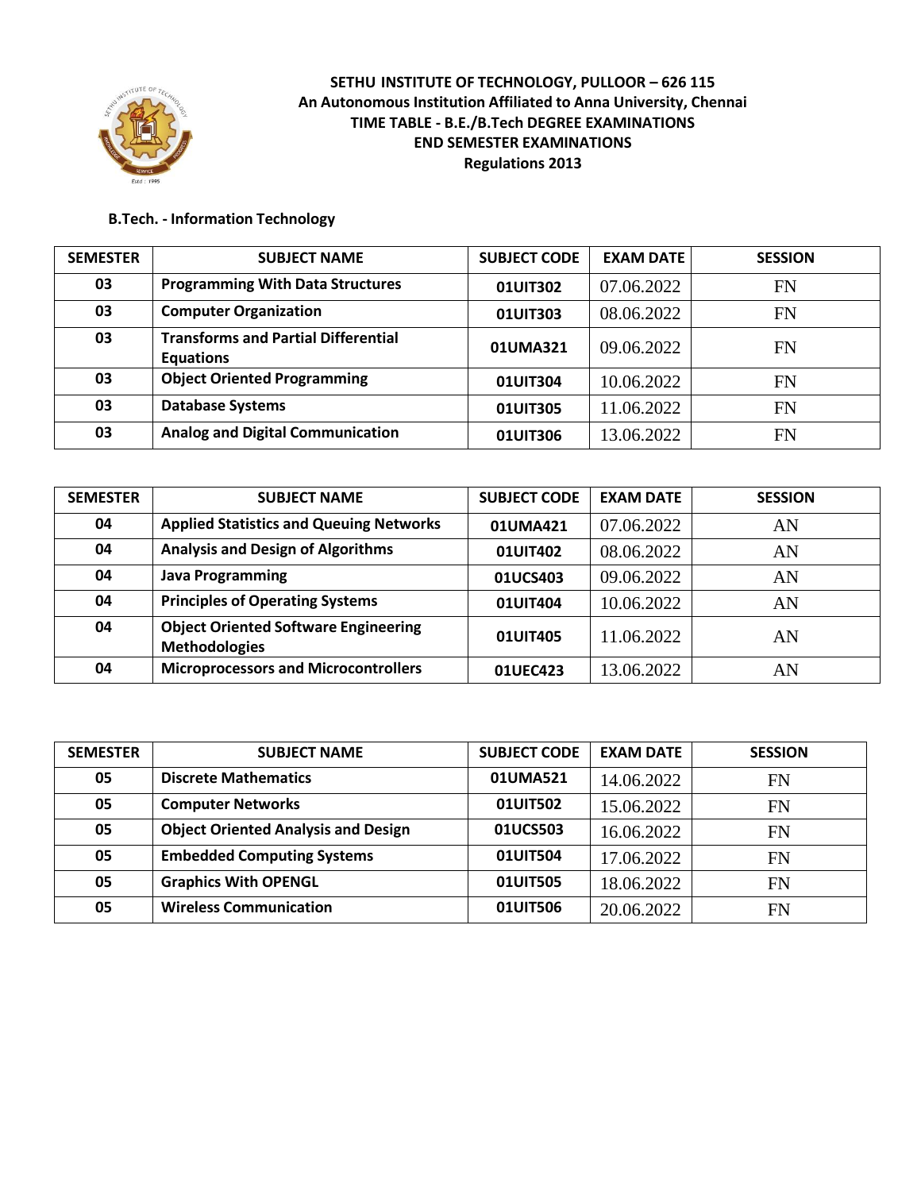**SETHU INSTITUTE OF TECHNOLOGY, PULLOOR – 626 115**
**An Autonomous Institution Affiliated to Anna University, Chennai**
**TIME TABLE - B.E./B.Tech DEGREE EXAMINATIONS**
**END SEMESTER EXAMINATIONS**
**Regulations 2013**

**B.Tech. - Information Technology**

| SEMESTER | SUBJECT NAME | SUBJECT CODE | EXAM DATE | SESSION |
|---|---|---|---|---|
| 03 | Programming With Data Structures | 01UIT302 | 07.06.2022 | FN |
| 03 | Computer Organization | 01UIT303 | 08.06.2022 | FN |
| 03 | Transforms and Partial Differential Equations | 01UMA321 | 09.06.2022 | FN |
| 03 | Object Oriented Programming | 01UIT304 | 10.06.2022 | FN |
| 03 | Database Systems | 01UIT305 | 11.06.2022 | FN |
| 03 | Analog and Digital Communication | 01UIT306 | 13.06.2022 | FN |

| SEMESTER | SUBJECT NAME | SUBJECT CODE | EXAM DATE | SESSION |
|---|---|---|---|---|
| 04 | Applied Statistics and Queuing Networks | 01UMA421 | 07.06.2022 | AN |
| 04 | Analysis and Design of Algorithms | 01UIT402 | 08.06.2022 | AN |
| 04 | Java Programming | 01UCS403 | 09.06.2022 | AN |
| 04 | Principles of Operating Systems | 01UIT404 | 10.06.2022 | AN |
| 04 | Object Oriented Software Engineering Methodologies | 01UIT405 | 11.06.2022 | AN |
| 04 | Microprocessors and Microcontrollers | 01UEC423 | 13.06.2022 | AN |

| SEMESTER | SUBJECT NAME | SUBJECT CODE | EXAM DATE | SESSION |
|---|---|---|---|---|
| 05 | Discrete Mathematics | 01UMA521 | 14.06.2022 | FN |
| 05 | Computer Networks | 01UIT502 | 15.06.2022 | FN |
| 05 | Object Oriented Analysis and Design | 01UCS503 | 16.06.2022 | FN |
| 05 | Embedded Computing Systems | 01UIT504 | 17.06.2022 | FN |
| 05 | Graphics With OPENGL | 01UIT505 | 18.06.2022 | FN |
| 05 | Wireless Communication | 01UIT506 | 20.06.2022 | FN |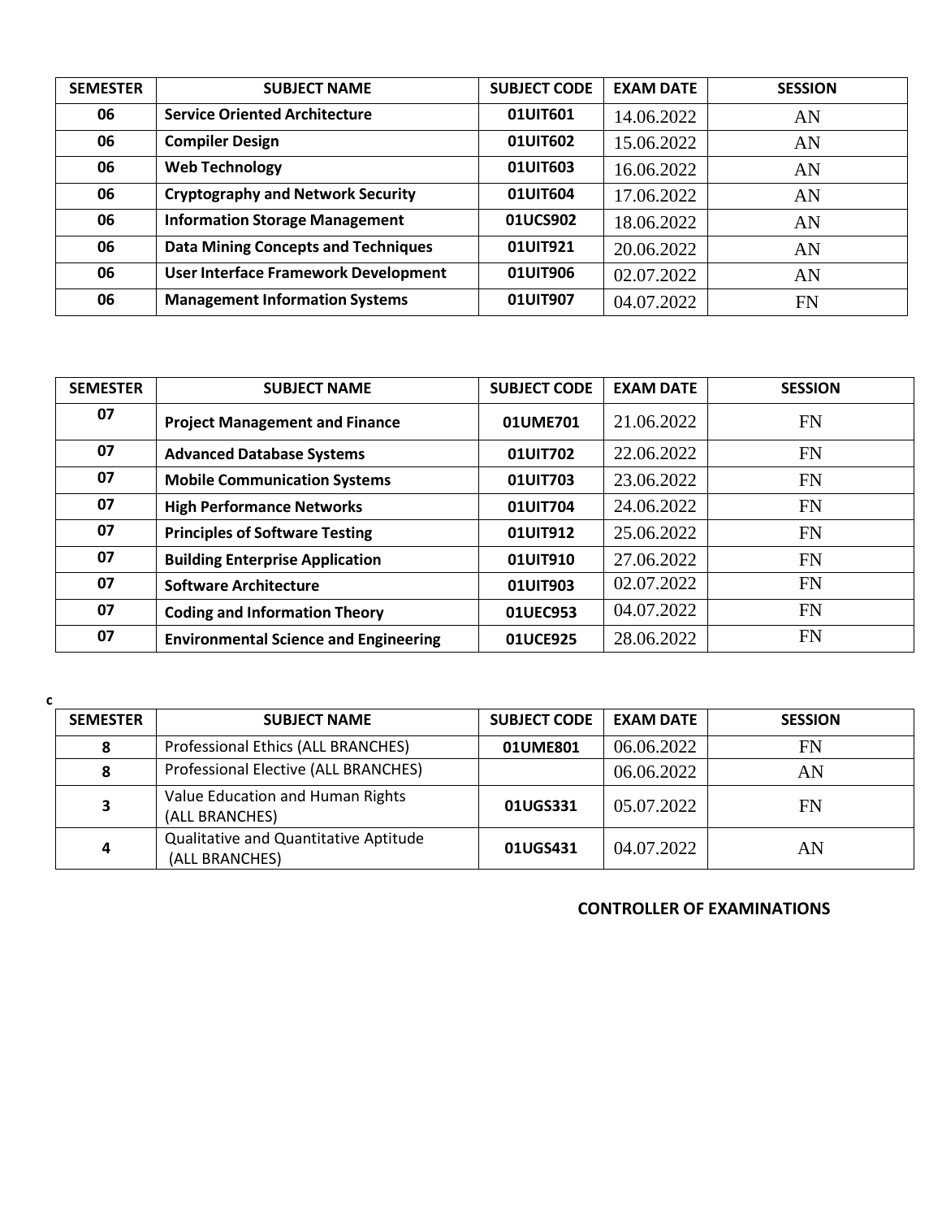| SEMESTER | SUBJECT NAME | SUBJECT CODE | EXAM DATE | SESSION |
|---|---|---|---|---|
| **06** | **Service Oriented Architecture** | **01UIT601** | 14.06.2022 | AN |
| **06** | **Compiler Design** | **01UIT602** | 15.06.2022 | AN |
| **06** | **Web Technology** | **01UIT603** | 16.06.2022 | AN |
| **06** | **Cryptography and Network Security** | **01UIT604** | 17.06.2022 | AN |
| **06** | **Information Storage Management** | **01UCS902** | 18.06.2022 | AN |
| **06** | **Data Mining Concepts and Techniques** | **01UIT921** | 20.06.2022 | AN |
| **06** | **User Interface Framework Development** | **01UIT906** | 02.07.2022 | AN |
| **06** | **Management Information Systems** | **01UIT907** | 04.07.2022 | FN |

| SEMESTER | SUBJECT NAME | SUBJECT CODE | EXAM DATE | SESSION |
|---|---|---|---|---|
| **07** | **Project Management and Finance** | **01UME701** | 21.06.2022 | FN |
| **07** | **Advanced Database Systems** | **01UIT702** | 22.06.2022 | FN |
| **07** | **Mobile Communication Systems** | **01UIT703** | 23.06.2022 | FN |
| **07** | **High Performance Networks** | **01UIT704** | 24.06.2022 | FN |
| **07** | **Principles of Software Testing** | **01UIT912** | 25.06.2022 | FN |
| **07** | **Building Enterprise Application** | **01UIT910** | 27.06.2022 | FN |
| **07** | **Software Architecture** | **01UIT903** | 02.07.2022 | FN |
| **07** | **Coding and Information Theory** | **01UEC953** | 04.07.2022 | FN |
| **07** | **Environmental Science and Engineering** | **01UCE925** | 28.06.2022 | FN |

c

| SEMESTER | SUBJECT NAME | SUBJECT CODE | EXAM DATE | SESSION |
|---|---|---|---|---|
| **8** | Professional Ethics (ALL BRANCHES) | **01UME801** | 06.06.2022 | FN |
| **8** | Professional Elective (ALL BRANCHES) | | 06.06.2022 | AN |
| **3** | Value Education and Human Rights (ALL BRANCHES) | **01UGS331** | 05.07.2022 | FN |
| **4** | Qualitative and Quantitative Aptitude (ALL BRANCHES) | **01UGS431** | 04.07.2022 | AN |

**CONTROLLER OF EXAMINATIONS**